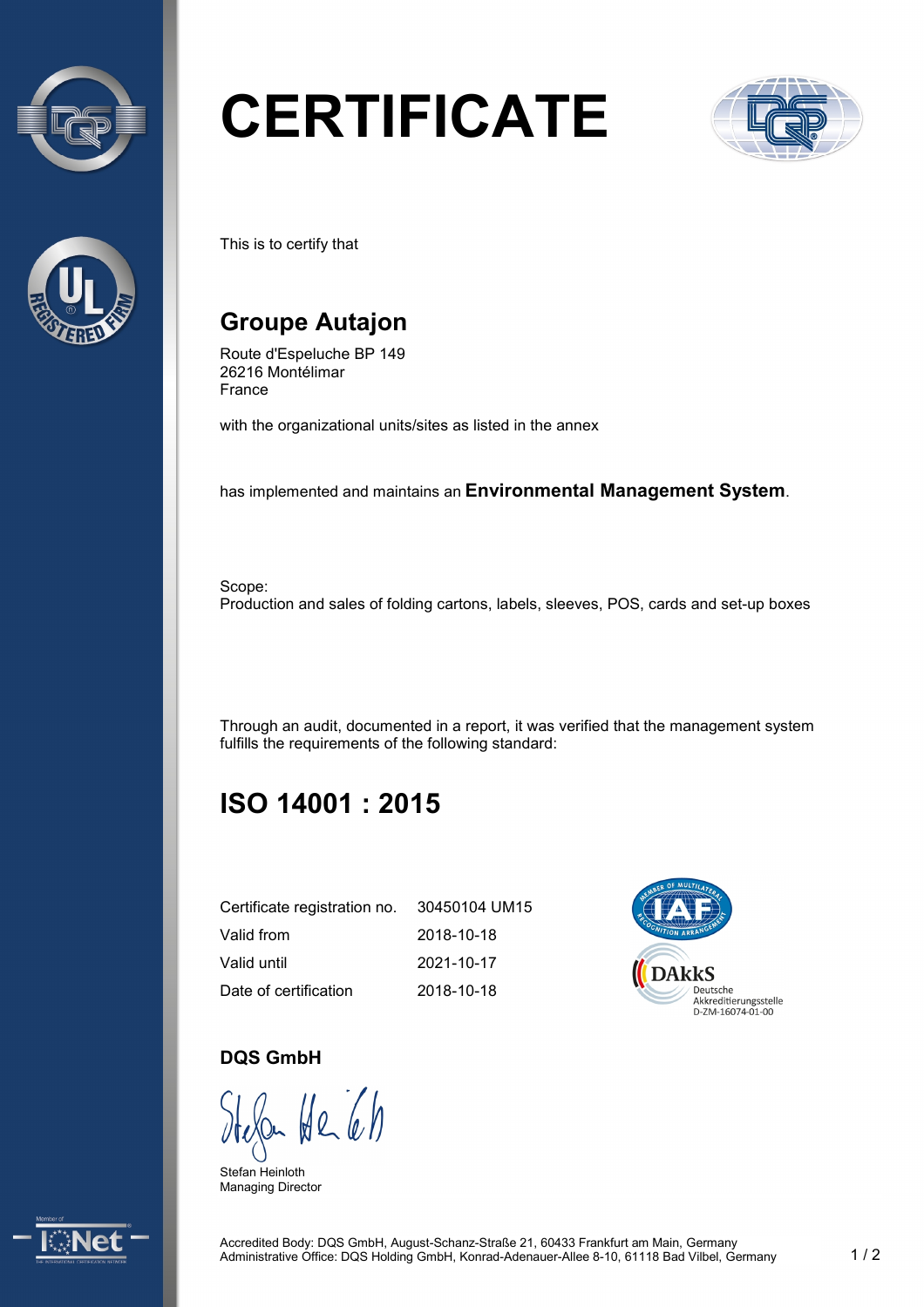# CERTIFICATE

This is to certify that

## Groupe Autajon

Route d'Espeluche BP 149
26216 Montélimar
France

with the organizational units/sites as listed in the annex

has implemented and maintains an **Environmental Management System**.

Scope:
Production and sales of folding cartons, labels, sleeves, POS, cards and set-up boxes

Through an audit, documented in a report, it was verified that the management system fulfills the requirements of the following standard:

## ISO 14001 : 2015

| | |
|---|---|
| Certificate registration no. | 30450104 UM15 |
| Valid from | 2018-10-18 |
| Valid until | 2021-10-17 |
| Date of certification | 2018-10-18 |

DAkkS
Deutsche
Akkreditierungsstelle
D-ZM-16074-01-00

**DQS GmbH**

Stefan Heinloth
Managing Director

Accredited Body: DQS GmbH, August-Schanz-Straße 21, 60433 Frankfurt am Main, Germany
Administrative Office: DQS Holding GmbH, Konrad-Adenauer-Allee 8-10, 61118 Bad Vilbel, Germany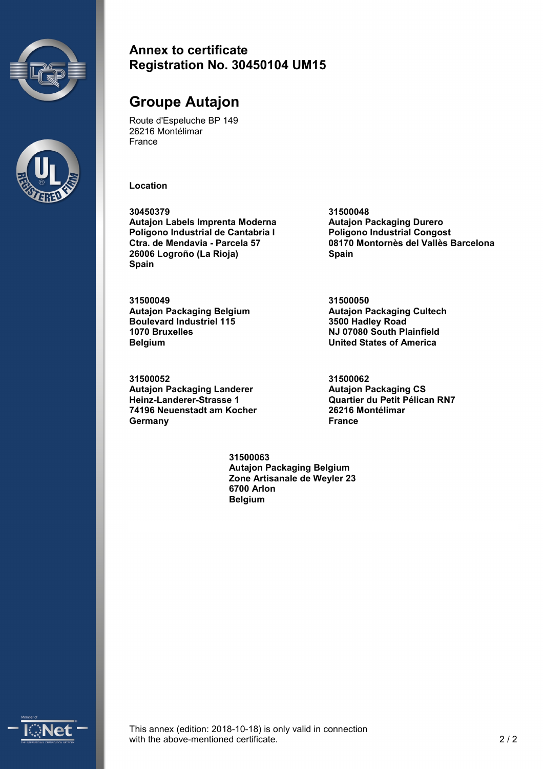# Annex to certificate
# Registration No. 30450104 UM15

## Groupe Autajon

Route d'Espeluche BP 149
26216 Montélimar
France

**Location**

**30450379**
**Autajon Labels Imprenta Moderna**
**Polígono Industrial de Cantabria I**
**Ctra. de Mendavia - Parcela 57**
**26006 Logroño (La Rioja)**
**Spain**

**31500048**
**Autajon Packaging Durero**
**Poligono Industrial Congost**
**08170 Montornès del Vallès Barcelona**
**Spain**

**31500049**
**Autajon Packaging Belgium**
**Boulevard Industriel 115**
**1070 Bruxelles**
**Belgium**

**31500050**
**Autajon Packaging Cultech**
**3500 Hadley Road**
**NJ 07080 South Plainfield**
**United States of America**

**31500052**
**Autajon Packaging Landerer**
**Heinz-Landerer-Strasse 1**
**74196 Neuenstadt am Kocher**
**Germany**

**31500062**
**Autajon Packaging CS**
**Quartier du Petit Pélican RN7**
**26216 Montélimar**
**France**

**31500063**
**Autajon Packaging Belgium**
**Zone Artisanale de Weyler 23**
**6700 Arlon**
**Belgium**

This annex (edition: 2018-10-18) is only valid in connection with the above-mentioned certificate.